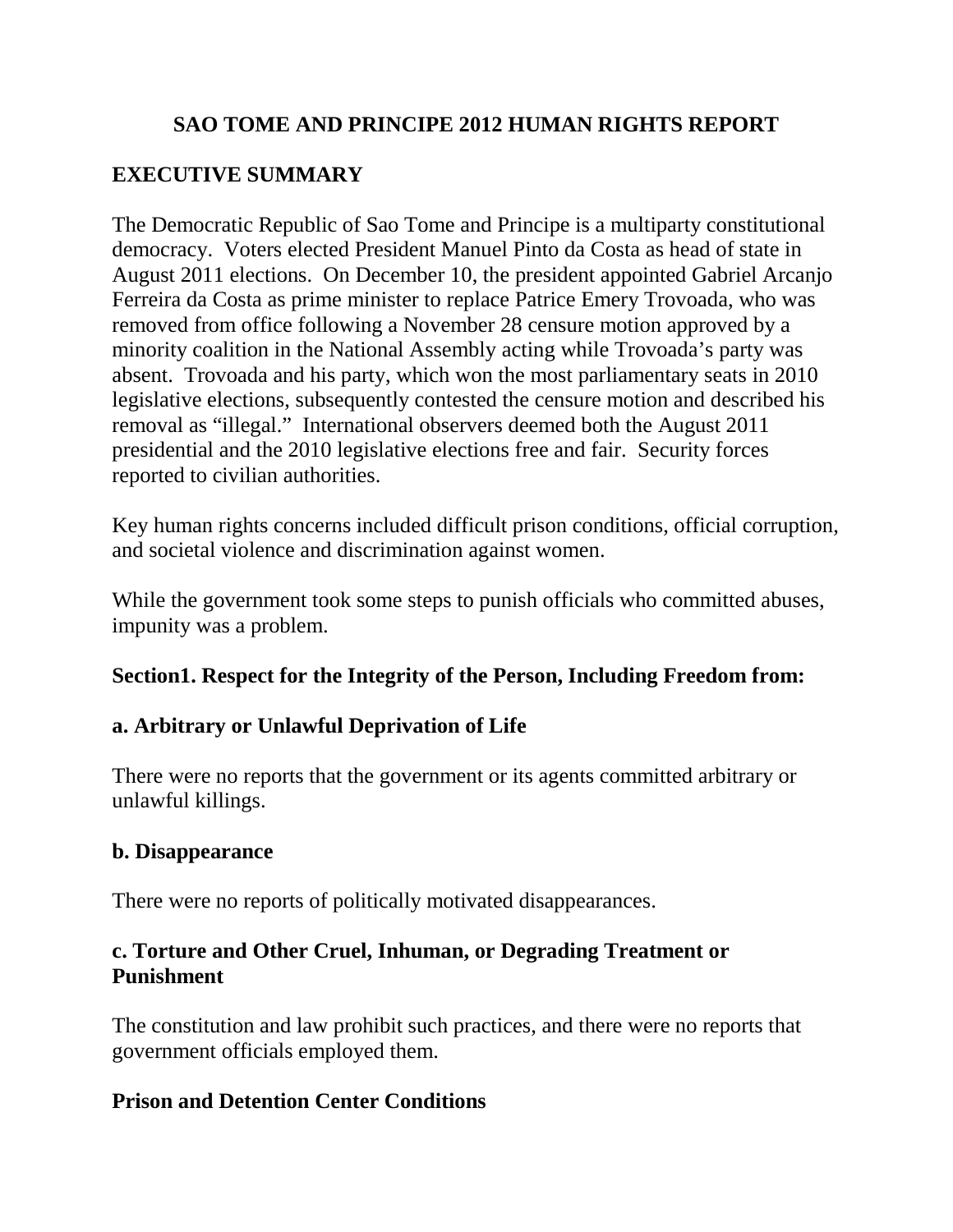# SAO TOME AND PRINCIPE 2012 HUMAN RIGHTS REPORT

## EXECUTIVE SUMMARY

The Democratic Republic of Sao Tome and Principe is a multiparty constitutional democracy. Voters elected President Manuel Pinto da Costa as head of state in August 2011 elections. On December 10, the president appointed Gabriel Arcanjo Ferreira da Costa as prime minister to replace Patrice Emery Trovoada, who was removed from office following a November 28 censure motion approved by a minority coalition in the National Assembly acting while Trovoada's party was absent. Trovoada and his party, which won the most parliamentary seats in 2010 legislative elections, subsequently contested the censure motion and described his removal as "illegal." International observers deemed both the August 2011 presidential and the 2010 legislative elections free and fair. Security forces reported to civilian authorities.

Key human rights concerns included difficult prison conditions, official corruption, and societal violence and discrimination against women.

While the government took some steps to punish officials who committed abuses, impunity was a problem.

## Section1. Respect for the Integrity of the Person, Including Freedom from:

### a. Arbitrary or Unlawful Deprivation of Life

There were no reports that the government or its agents committed arbitrary or unlawful killings.

### b. Disappearance

There were no reports of politically motivated disappearances.

### c. Torture and Other Cruel, Inhuman, or Degrading Treatment or Punishment

The constitution and law prohibit such practices, and there were no reports that government officials employed them.

### Prison and Detention Center Conditions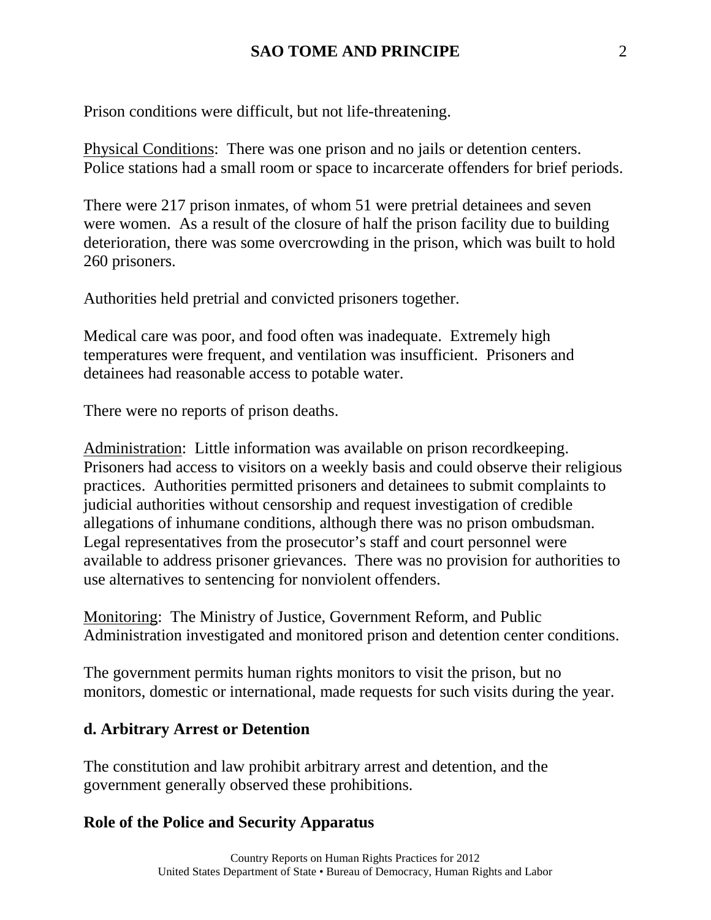Prison conditions were difficult, but not life-threatening.

Physical Conditions: There was one prison and no jails or detention centers. Police stations had a small room or space to incarcerate offenders for brief periods.

There were 217 prison inmates, of whom 51 were pretrial detainees and seven were women. As a result of the closure of half the prison facility due to building deterioration, there was some overcrowding in the prison, which was built to hold 260 prisoners.

Authorities held pretrial and convicted prisoners together.

Medical care was poor, and food often was inadequate. Extremely high temperatures were frequent, and ventilation was insufficient. Prisoners and detainees had reasonable access to potable water.

There were no reports of prison deaths.

Administration: Little information was available on prison recordkeeping. Prisoners had access to visitors on a weekly basis and could observe their religious practices. Authorities permitted prisoners and detainees to submit complaints to judicial authorities without censorship and request investigation of credible allegations of inhumane conditions, although there was no prison ombudsman. Legal representatives from the prosecutor's staff and court personnel were available to address prisoner grievances. There was no provision for authorities to use alternatives to sentencing for nonviolent offenders.

Monitoring: The Ministry of Justice, Government Reform, and Public Administration investigated and monitored prison and detention center conditions.

The government permits human rights monitors to visit the prison, but no monitors, domestic or international, made requests for such visits during the year.

### d. Arbitrary Arrest or Detention

The constitution and law prohibit arbitrary arrest and detention, and the government generally observed these prohibitions.

### Role of the Police and Security Apparatus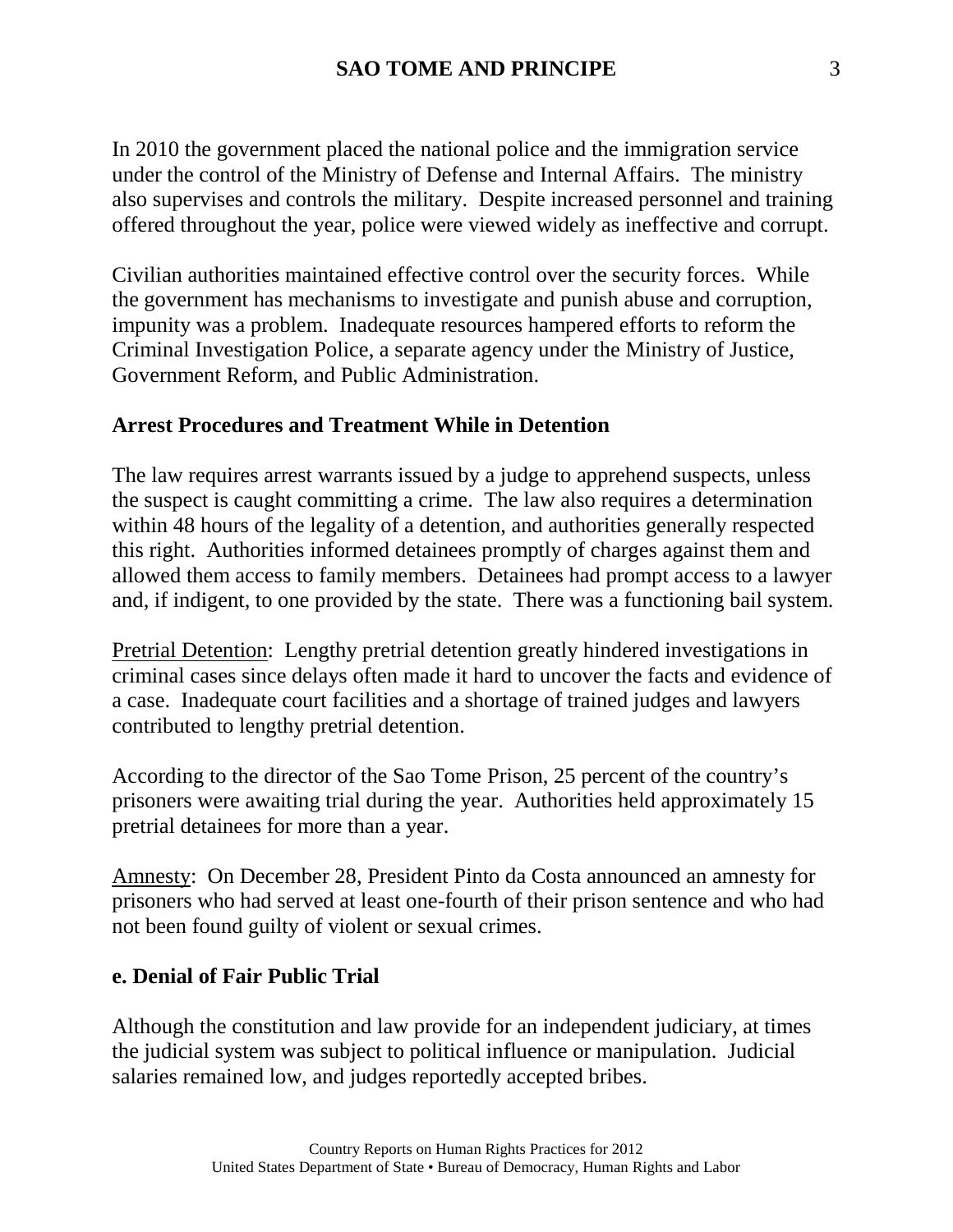In 2010 the government placed the national police and the immigration service under the control of the Ministry of Defense and Internal Affairs. The ministry also supervises and controls the military. Despite increased personnel and training offered throughout the year, police were viewed widely as ineffective and corrupt.

Civilian authorities maintained effective control over the security forces. While the government has mechanisms to investigate and punish abuse and corruption, impunity was a problem. Inadequate resources hampered efforts to reform the Criminal Investigation Police, a separate agency under the Ministry of Justice, Government Reform, and Public Administration.

**Arrest Procedures and Treatment While in Detention**

The law requires arrest warrants issued by a judge to apprehend suspects, unless the suspect is caught committing a crime. The law also requires a determination within 48 hours of the legality of a detention, and authorities generally respected this right. Authorities informed detainees promptly of charges against them and allowed them access to family members. Detainees had prompt access to a lawyer and, if indigent, to one provided by the state. There was a functioning bail system.

Pretrial Detention: Lengthy pretrial detention greatly hindered investigations in criminal cases since delays often made it hard to uncover the facts and evidence of a case. Inadequate court facilities and a shortage of trained judges and lawyers contributed to lengthy pretrial detention.

According to the director of the Sao Tome Prison, 25 percent of the country's prisoners were awaiting trial during the year. Authorities held approximately 15 pretrial detainees for more than a year.

Amnesty: On December 28, President Pinto da Costa announced an amnesty for prisoners who had served at least one-fourth of their prison sentence and who had not been found guilty of violent or sexual crimes.

**e. Denial of Fair Public Trial**

Although the constitution and law provide for an independent judiciary, at times the judicial system was subject to political influence or manipulation. Judicial salaries remained low, and judges reportedly accepted bribes.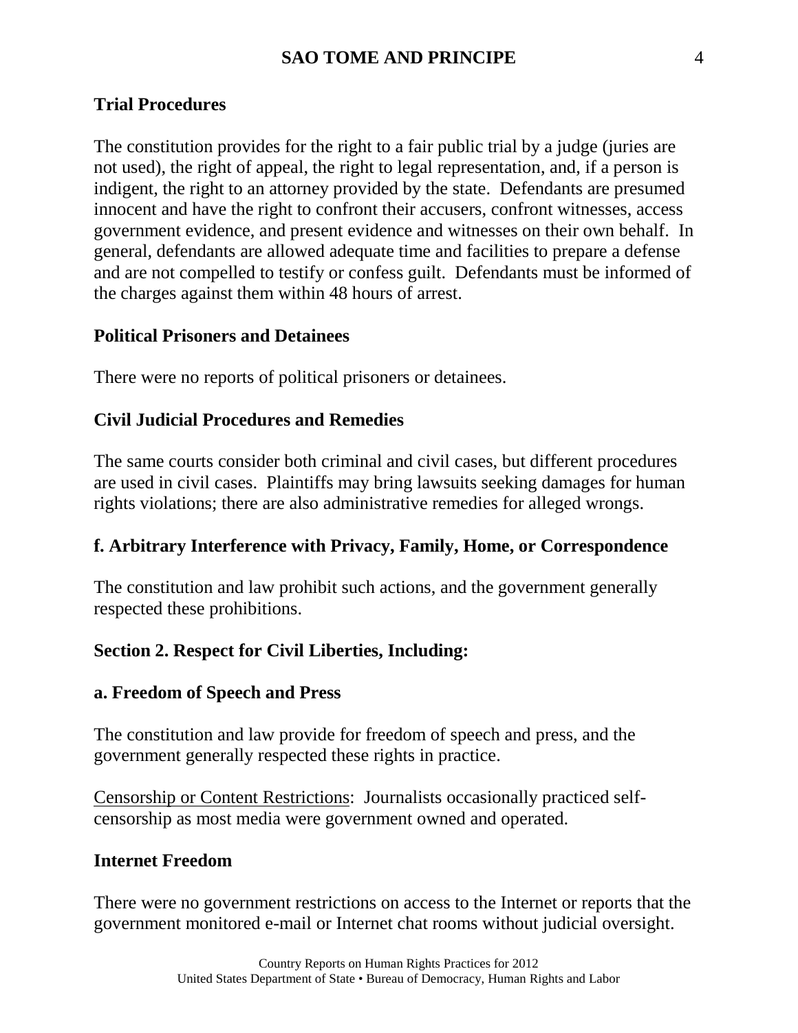### Trial Procedures

The constitution provides for the right to a fair public trial by a judge (juries are not used), the right of appeal, the right to legal representation, and, if a person is indigent, the right to an attorney provided by the state. Defendants are presumed innocent and have the right to confront their accusers, confront witnesses, access government evidence, and present evidence and witnesses on their own behalf. In general, defendants are allowed adequate time and facilities to prepare a defense and are not compelled to testify or confess guilt. Defendants must be informed of the charges against them within 48 hours of arrest.

### Political Prisoners and Detainees

There were no reports of political prisoners or detainees.

### Civil Judicial Procedures and Remedies

The same courts consider both criminal and civil cases, but different procedures are used in civil cases. Plaintiffs may bring lawsuits seeking damages for human rights violations; there are also administrative remedies for alleged wrongs.

### f. Arbitrary Interference with Privacy, Family, Home, or Correspondence

The constitution and law prohibit such actions, and the government generally respected these prohibitions.

## Section 2. Respect for Civil Liberties, Including:

### a. Freedom of Speech and Press

The constitution and law provide for freedom of speech and press, and the government generally respected these rights in practice.

Censorship or Content Restrictions: Journalists occasionally practiced self-censorship as most media were government owned and operated.

### Internet Freedom

There were no government restrictions on access to the Internet or reports that the government monitored e-mail or Internet chat rooms without judicial oversight.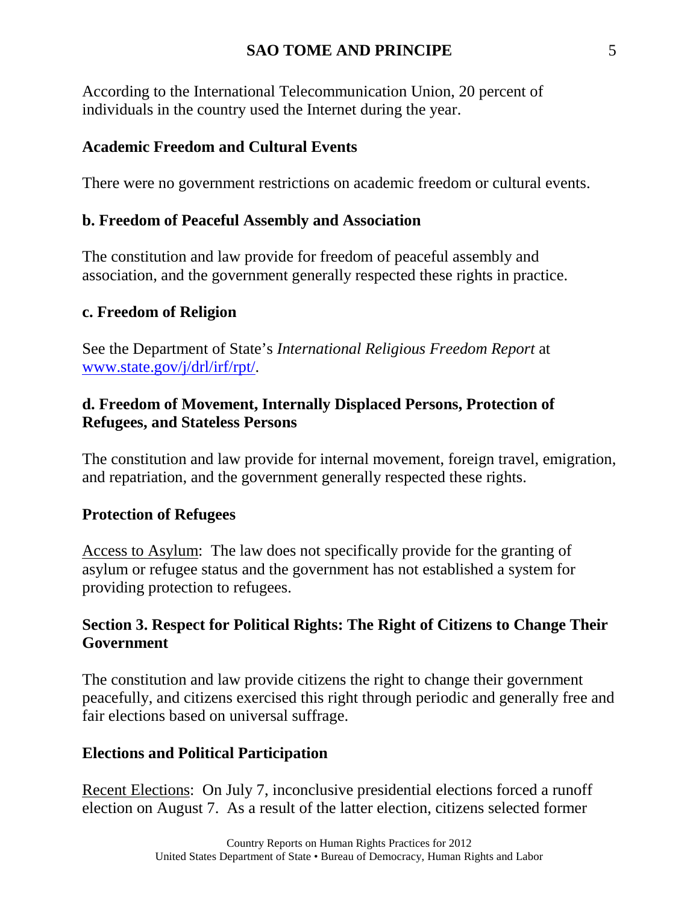According to the International Telecommunication Union, 20 percent of individuals in the country used the Internet during the year.

### Academic Freedom and Cultural Events

There were no government restrictions on academic freedom or cultural events.

### b. Freedom of Peaceful Assembly and Association

The constitution and law provide for freedom of peaceful assembly and association, and the government generally respected these rights in practice.

### c. Freedom of Religion

See the Department of State's *International Religious Freedom Report* at [www.state.gov/j/drl/irf/rpt/](www.state.gov/j/drl/irf/rpt/).

### d. Freedom of Movement, Internally Displaced Persons, Protection of Refugees, and Stateless Persons

The constitution and law provide for internal movement, foreign travel, emigration, and repatriation, and the government generally respected these rights.

### Protection of Refugees

Access to Asylum: The law does not specifically provide for the granting of asylum or refugee status and the government has not established a system for providing protection to refugees.

## Section 3. Respect for Political Rights: The Right of Citizens to Change Their Government

The constitution and law provide citizens the right to change their government peacefully, and citizens exercised this right through periodic and generally free and fair elections based on universal suffrage.

### Elections and Political Participation

Recent Elections: On July 7, inconclusive presidential elections forced a runoff election on August 7. As a result of the latter election, citizens selected former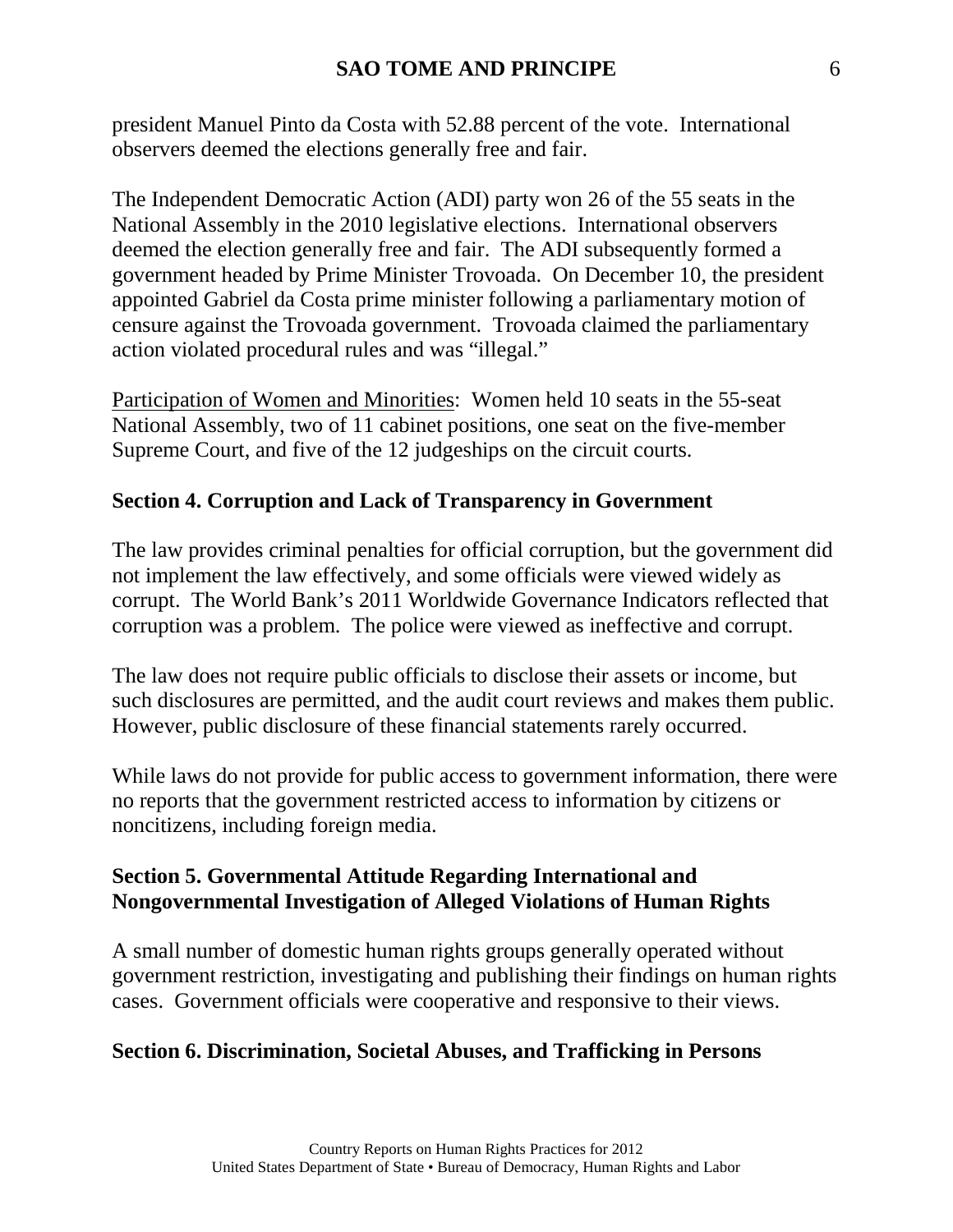president Manuel Pinto da Costa with 52.88 percent of the vote. International observers deemed the elections generally free and fair.

The Independent Democratic Action (ADI) party won 26 of the 55 seats in the National Assembly in the 2010 legislative elections. International observers deemed the election generally free and fair. The ADI subsequently formed a government headed by Prime Minister Trovoada. On December 10, the president appointed Gabriel da Costa prime minister following a parliamentary motion of censure against the Trovoada government. Trovoada claimed the parliamentary action violated procedural rules and was "illegal."

Participation of Women and Minorities: Women held 10 seats in the 55-seat National Assembly, two of 11 cabinet positions, one seat on the five-member Supreme Court, and five of the 12 judgeships on the circuit courts.

## Section 4. Corruption and Lack of Transparency in Government

The law provides criminal penalties for official corruption, but the government did not implement the law effectively, and some officials were viewed widely as corrupt. The World Bank's 2011 Worldwide Governance Indicators reflected that corruption was a problem. The police were viewed as ineffective and corrupt.

The law does not require public officials to disclose their assets or income, but such disclosures are permitted, and the audit court reviews and makes them public. However, public disclosure of these financial statements rarely occurred.

While laws do not provide for public access to government information, there were no reports that the government restricted access to information by citizens or noncitizens, including foreign media.

## Section 5. Governmental Attitude Regarding International and Nongovernmental Investigation of Alleged Violations of Human Rights

A small number of domestic human rights groups generally operated without government restriction, investigating and publishing their findings on human rights cases. Government officials were cooperative and responsive to their views.

## Section 6. Discrimination, Societal Abuses, and Trafficking in Persons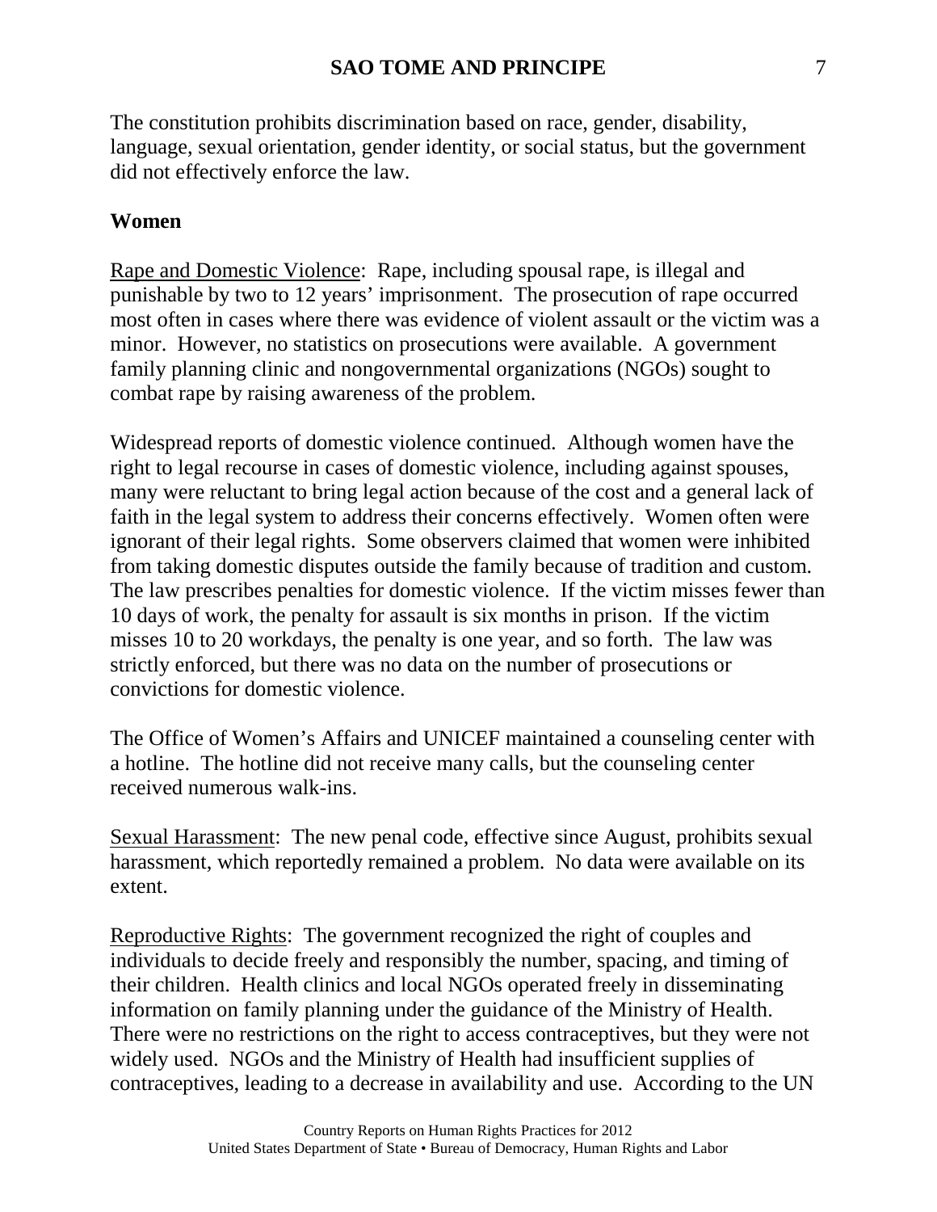The constitution prohibits discrimination based on race, gender, disability, language, sexual orientation, gender identity, or social status, but the government did not effectively enforce the law.

**Women**

Rape and Domestic Violence: Rape, including spousal rape, is illegal and punishable by two to 12 years' imprisonment. The prosecution of rape occurred most often in cases where there was evidence of violent assault or the victim was a minor. However, no statistics on prosecutions were available. A government family planning clinic and nongovernmental organizations (NGOs) sought to combat rape by raising awareness of the problem.

Widespread reports of domestic violence continued. Although women have the right to legal recourse in cases of domestic violence, including against spouses, many were reluctant to bring legal action because of the cost and a general lack of faith in the legal system to address their concerns effectively. Women often were ignorant of their legal rights. Some observers claimed that women were inhibited from taking domestic disputes outside the family because of tradition and custom. The law prescribes penalties for domestic violence. If the victim misses fewer than 10 days of work, the penalty for assault is six months in prison. If the victim misses 10 to 20 workdays, the penalty is one year, and so forth. The law was strictly enforced, but there was no data on the number of prosecutions or convictions for domestic violence.

The Office of Women's Affairs and UNICEF maintained a counseling center with a hotline. The hotline did not receive many calls, but the counseling center received numerous walk-ins.

Sexual Harassment: The new penal code, effective since August, prohibits sexual harassment, which reportedly remained a problem. No data were available on its extent.

Reproductive Rights: The government recognized the right of couples and individuals to decide freely and responsibly the number, spacing, and timing of their children. Health clinics and local NGOs operated freely in disseminating information on family planning under the guidance of the Ministry of Health. There were no restrictions on the right to access contraceptives, but they were not widely used. NGOs and the Ministry of Health had insufficient supplies of contraceptives, leading to a decrease in availability and use. According to the UN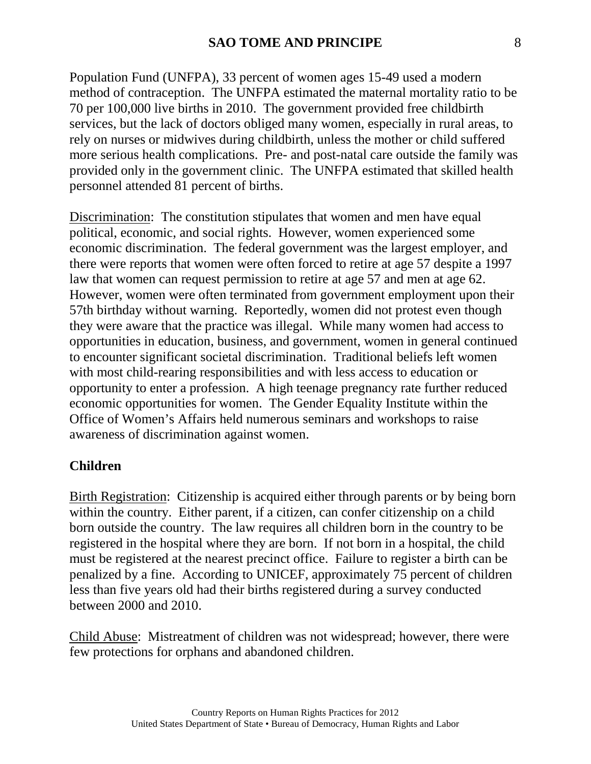Population Fund (UNFPA), 33 percent of women ages 15-49 used a modern method of contraception. The UNFPA estimated the maternal mortality ratio to be 70 per 100,000 live births in 2010. The government provided free childbirth services, but the lack of doctors obliged many women, especially in rural areas, to rely on nurses or midwives during childbirth, unless the mother or child suffered more serious health complications. Pre- and post-natal care outside the family was provided only in the government clinic. The UNFPA estimated that skilled health personnel attended 81 percent of births.

Discrimination: The constitution stipulates that women and men have equal political, economic, and social rights. However, women experienced some economic discrimination. The federal government was the largest employer, and there were reports that women were often forced to retire at age 57 despite a 1997 law that women can request permission to retire at age 57 and men at age 62. However, women were often terminated from government employment upon their 57th birthday without warning. Reportedly, women did not protest even though they were aware that the practice was illegal. While many women had access to opportunities in education, business, and government, women in general continued to encounter significant societal discrimination. Traditional beliefs left women with most child-rearing responsibilities and with less access to education or opportunity to enter a profession. A high teenage pregnancy rate further reduced economic opportunities for women. The Gender Equality Institute within the Office of Women's Affairs held numerous seminars and workshops to raise awareness of discrimination against women.

**Children**

Birth Registration: Citizenship is acquired either through parents or by being born within the country. Either parent, if a citizen, can confer citizenship on a child born outside the country. The law requires all children born in the country to be registered in the hospital where they are born. If not born in a hospital, the child must be registered at the nearest precinct office. Failure to register a birth can be penalized by a fine. According to UNICEF, approximately 75 percent of children less than five years old had their births registered during a survey conducted between 2000 and 2010.

Child Abuse: Mistreatment of children was not widespread; however, there were few protections for orphans and abandoned children.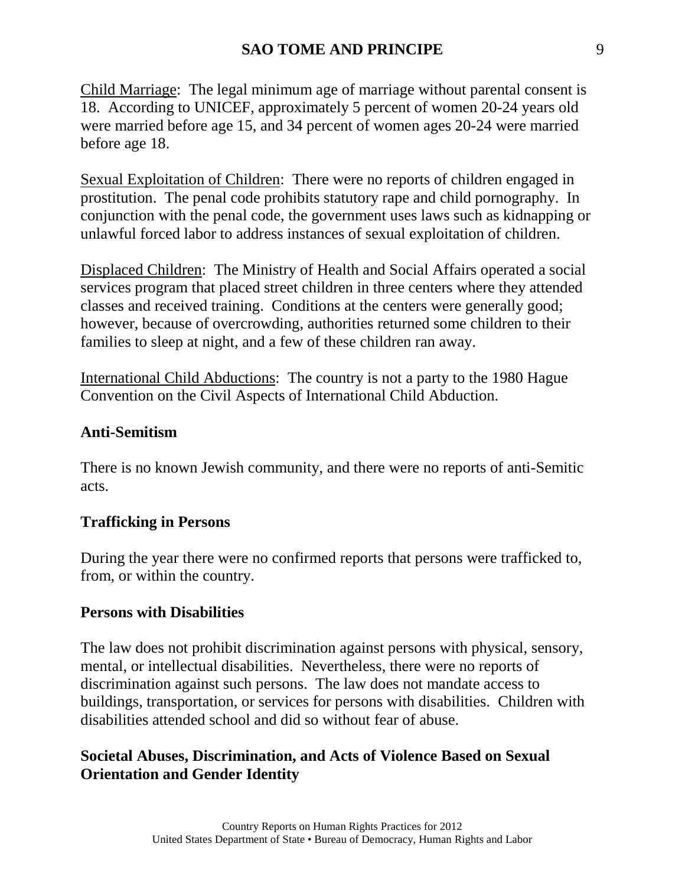Child Marriage: The legal minimum age of marriage without parental consent is 18. According to UNICEF, approximately 5 percent of women 20-24 years old were married before age 15, and 34 percent of women ages 20-24 were married before age 18.

Sexual Exploitation of Children: There were no reports of children engaged in prostitution. The penal code prohibits statutory rape and child pornography. In conjunction with the penal code, the government uses laws such as kidnapping or unlawful forced labor to address instances of sexual exploitation of children.

Displaced Children: The Ministry of Health and Social Affairs operated a social services program that placed street children in three centers where they attended classes and received training. Conditions at the centers were generally good; however, because of overcrowding, authorities returned some children to their families to sleep at night, and a few of these children ran away.

International Child Abductions: The country is not a party to the 1980 Hague Convention on the Civil Aspects of International Child Abduction.

## Anti-Semitism

There is no known Jewish community, and there were no reports of anti-Semitic acts.

## Trafficking in Persons

During the year there were no confirmed reports that persons were trafficked to, from, or within the country.

## Persons with Disabilities

The law does not prohibit discrimination against persons with physical, sensory, mental, or intellectual disabilities. Nevertheless, there were no reports of discrimination against such persons. The law does not mandate access to buildings, transportation, or services for persons with disabilities. Children with disabilities attended school and did so without fear of abuse.

## Societal Abuses, Discrimination, and Acts of Violence Based on Sexual Orientation and Gender Identity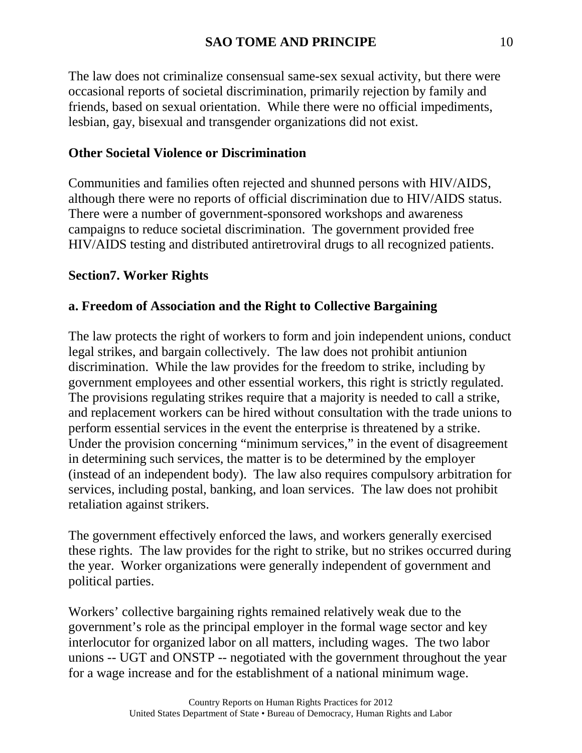The law does not criminalize consensual same-sex sexual activity, but there were occasional reports of societal discrimination, primarily rejection by family and friends, based on sexual orientation. While there were no official impediments, lesbian, gay, bisexual and transgender organizations did not exist.

**Other Societal Violence or Discrimination**

Communities and families often rejected and shunned persons with HIV/AIDS, although there were no reports of official discrimination due to HIV/AIDS status. There were a number of government-sponsored workshops and awareness campaigns to reduce societal discrimination. The government provided free HIV/AIDS testing and distributed antiretroviral drugs to all recognized patients.

## Section7. Worker Rights

### a. Freedom of Association and the Right to Collective Bargaining

The law protects the right of workers to form and join independent unions, conduct legal strikes, and bargain collectively. The law does not prohibit antiunion discrimination. While the law provides for the freedom to strike, including by government employees and other essential workers, this right is strictly regulated. The provisions regulating strikes require that a majority is needed to call a strike, and replacement workers can be hired without consultation with the trade unions to perform essential services in the event the enterprise is threatened by a strike. Under the provision concerning "minimum services," in the event of disagreement in determining such services, the matter is to be determined by the employer (instead of an independent body). The law also requires compulsory arbitration for services, including postal, banking, and loan services. The law does not prohibit retaliation against strikers.

The government effectively enforced the laws, and workers generally exercised these rights. The law provides for the right to strike, but no strikes occurred during the year. Worker organizations were generally independent of government and political parties.

Workers' collective bargaining rights remained relatively weak due to the government's role as the principal employer in the formal wage sector and key interlocutor for organized labor on all matters, including wages. The two labor unions -- UGT and ONSTP -- negotiated with the government throughout the year for a wage increase and for the establishment of a national minimum wage.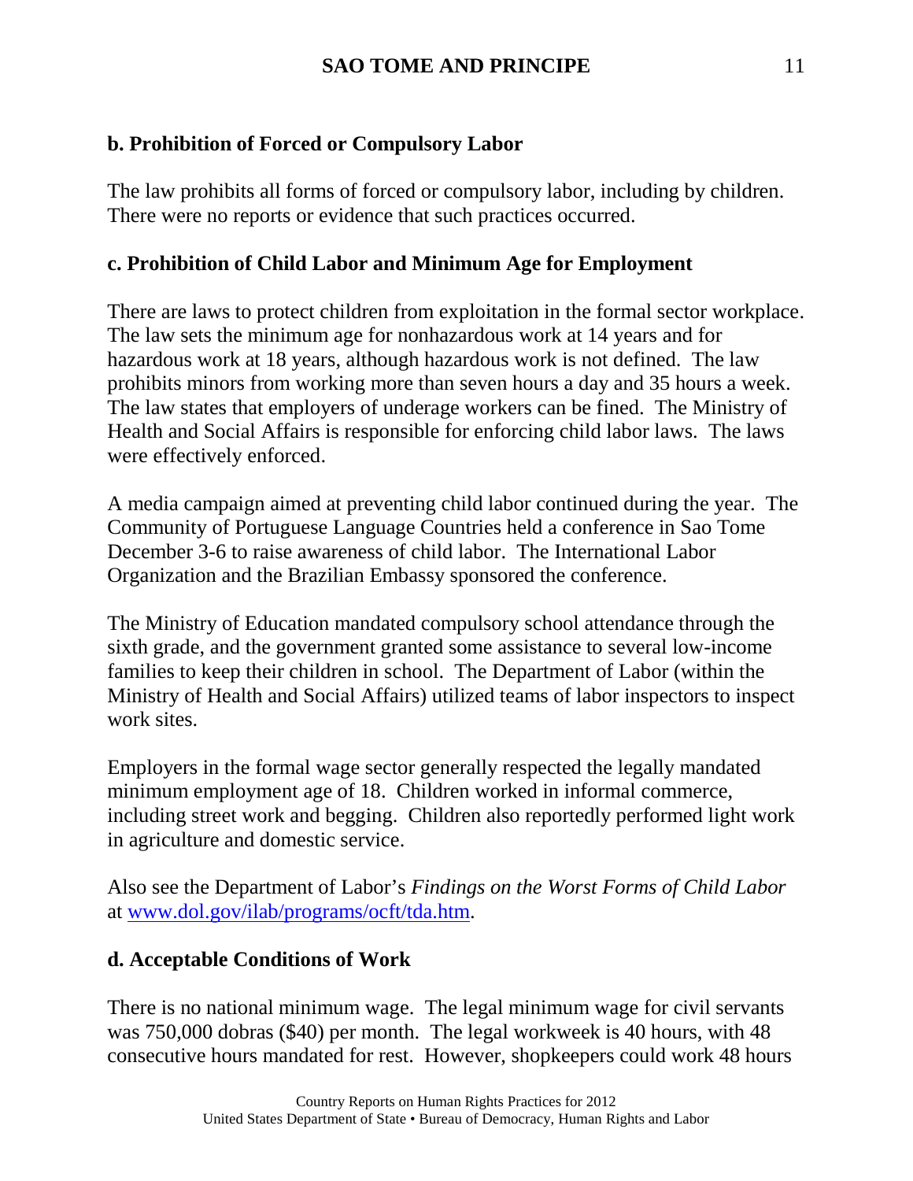**b. Prohibition of Forced or Compulsory Labor**

The law prohibits all forms of forced or compulsory labor, including by children. There were no reports or evidence that such practices occurred.

**c. Prohibition of Child Labor and Minimum Age for Employment**

There are laws to protect children from exploitation in the formal sector workplace. The law sets the minimum age for nonhazardous work at 14 years and for hazardous work at 18 years, although hazardous work is not defined. The law prohibits minors from working more than seven hours a day and 35 hours a week. The law states that employers of underage workers can be fined. The Ministry of Health and Social Affairs is responsible for enforcing child labor laws. The laws were effectively enforced.

A media campaign aimed at preventing child labor continued during the year. The Community of Portuguese Language Countries held a conference in Sao Tome December 3-6 to raise awareness of child labor. The International Labor Organization and the Brazilian Embassy sponsored the conference.

The Ministry of Education mandated compulsory school attendance through the sixth grade, and the government granted some assistance to several low-income families to keep their children in school. The Department of Labor (within the Ministry of Health and Social Affairs) utilized teams of labor inspectors to inspect work sites.

Employers in the formal wage sector generally respected the legally mandated minimum employment age of 18. Children worked in informal commerce, including street work and begging. Children also reportedly performed light work in agriculture and domestic service.

Also see the Department of Labor's *Findings on the Worst Forms of Child Labor* at [www.dol.gov/ilab/programs/ocft/tda.htm](http://www.dol.gov/ilab/programs/ocft/tda.htm).

**d. Acceptable Conditions of Work**

There is no national minimum wage. The legal minimum wage for civil servants was 750,000 dobras ($40) per month. The legal workweek is 40 hours, with 48 consecutive hours mandated for rest. However, shopkeepers could work 48 hours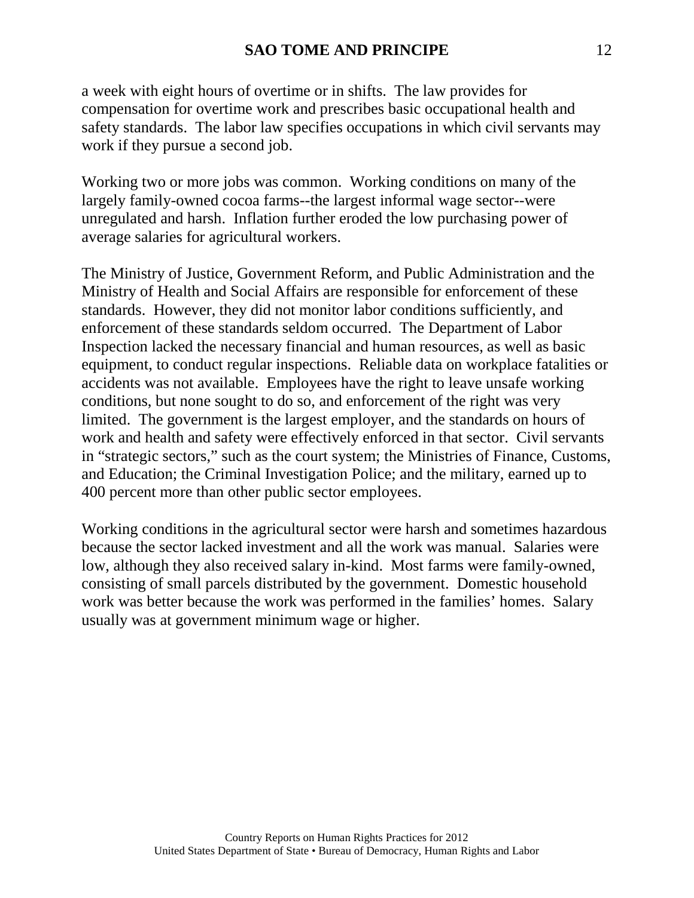a week with eight hours of overtime or in shifts. The law provides for compensation for overtime work and prescribes basic occupational health and safety standards. The labor law specifies occupations in which civil servants may work if they pursue a second job.

Working two or more jobs was common. Working conditions on many of the largely family-owned cocoa farms--the largest informal wage sector--were unregulated and harsh. Inflation further eroded the low purchasing power of average salaries for agricultural workers.

The Ministry of Justice, Government Reform, and Public Administration and the Ministry of Health and Social Affairs are responsible for enforcement of these standards. However, they did not monitor labor conditions sufficiently, and enforcement of these standards seldom occurred. The Department of Labor Inspection lacked the necessary financial and human resources, as well as basic equipment, to conduct regular inspections. Reliable data on workplace fatalities or accidents was not available. Employees have the right to leave unsafe working conditions, but none sought to do so, and enforcement of the right was very limited. The government is the largest employer, and the standards on hours of work and health and safety were effectively enforced in that sector. Civil servants in “strategic sectors,” such as the court system; the Ministries of Finance, Customs, and Education; the Criminal Investigation Police; and the military, earned up to 400 percent more than other public sector employees.

Working conditions in the agricultural sector were harsh and sometimes hazardous because the sector lacked investment and all the work was manual. Salaries were low, although they also received salary in-kind. Most farms were family-owned, consisting of small parcels distributed by the government. Domestic household work was better because the work was performed in the families’ homes. Salary usually was at government minimum wage or higher.